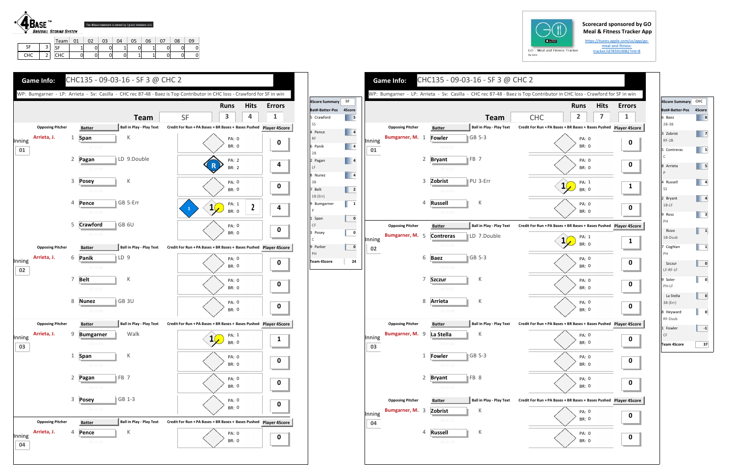4BASE™ BASEBALL SCORING SYSTEM

The 4Base trademark is owned by Cycled Solutions LLC

| | | Team | 01 | 02 | 03 | 04 | 05 | 06 | 07 | 08 | 09 |
|---|---|---|---|---|---|---|---|---|---|---|---|
| SF | 3 | SF | 1 | 0 | 0 | 1 | 0 | 1 | 0 | 0 | 0 |
| CHC | 2 | CHC | 0 | 0 | 0 | 0 | 1 | 1 | 0 | 0 | 0 |

Scorecard sponsored by GO Meal & Fitness Tracker App

https://itunes.apple.com/us/app/go-meal-and-fitness-tracker/id785910082?mt=8

GO - Meal and Fitness Tracker By Iolo

## Game Info: CHC135 - 09-03-16 - SF 3 @ CHC 2

WP: Bumgarner - LP: Arrieta - Sv: Casilla - CHC rec 87-48 - Baez is Top Contributor in CHC loss - Crawford for SF in win

| Team | Runs | Hits | Errors |
|---|---|---|---|
| SF | 3 | 4 | 1 |

| Inning | Opposing Pitcher | # | Batter | Ball in Play - Play Text | Credit For Run + PA Bases + BR Bases + Bases Pushed | Player 4Score |
|---|---|---|---|---|---|---|
| 01 | Arrieta, J. | 1 | Span | K | PA: 0 BR: 0 | 0 |
| | | 2 | Pagan | LD 9.Double | R; PA: 2 BR: 2 | 4 |
| | | 3 | Posey | K | PA: 0 BR: 0 | 0 |
| | | 4 | Pence | GB 5-Err | 1; 1; PA: 1 BR: 0; 2 | 4 |
| | | 5 | Crawford | GB 6U | PA: 0 BR: 0 | 0 |
| 02 | Arrieta, J. | 6 | Panik | LD 9 | PA: 0 BR: 0 | 0 |
| | | 7 | Belt | K | PA: 0 BR: 0 | 0 |
| | | 8 | Nunez | GB 3U | PA: 0 BR: 0 | 0 |
| 03 | Arrieta, J. | 9 | Bumgarner | Walk | 1; PA: 1 BR: 0 | 1 |
| | | 1 | Span | K | PA: 0 BR: 0 | 0 |
| | | 2 | Pagan | FB 7 | PA: 0 BR: 0 | 0 |
| | | 3 | Posey | GB 1-3 | PA: 0 BR: 0 | 0 |
| 04 | Arrieta, J. | 4 | Pence | K | PA: 0 BR: 0 | 0 |

| 4Score Summary | SF |
|---|---|
| Bat#-Batter-Pos | 4Score |
| 5 Crawford SS | 5 |
| 4 Pence RF | 4 |
| 6 Panik 2B | 4 |
| 2 Pagan LF | 4 |
| 8 Nunez 3B | 4 |
| 7 Belt 1B (Err) | 2 |
| 9 Bumgarner P | 1 |
| 1 Span CF | 0 |
| 3 Posey C | 0 |
| 9 Parker PH | 0 |
| Team 4Score | 24 |

## Game Info: CHC135 - 09-03-16 - SF 3 @ CHC 2

WP: Bumgarner - LP: Arrieta - Sv: Casilla - CHC rec 87-48 - Baez is Top Contributor in CHC loss - Crawford for SF in win

| Team | Runs | Hits | Errors |
|---|---|---|---|
| CHC | 2 | 7 | 1 |

| Inning | Opposing Pitcher | # | Batter | Ball in Play - Play Text | Credit For Run + PA Bases + BR Bases + Bases Pushed | Player 4Score |
|---|---|---|---|---|---|---|
| 01 | Bumgarner, M. | 1 | Fowler | GB 5-3 | PA: 0 BR: 0 | 0 |
| | | 2 | Bryant | FB 7 | PA: 0 BR: 0 | 0 |
| | | 3 | Zobrist | PU 3-Err | 1; PA: 1 BR: 0 | 1 |
| | | 4 | Russell | K | PA: 0 BR: 0 | 0 |
| 02 | Bumgarner, M. | 5 | Contreras | LD 7.Double | 1; PA: 1 BR: 0 | 1 |
| | | 6 | Baez | GB 5-3 | PA: 0 BR: 0 | 0 |
| | | 7 | Szczur | K | PA: 0 BR: 0 | 0 |
| | | 8 | Arrieta | K | PA: 0 BR: 0 | 0 |
| 03 | Bumgarner, M. | 9 | La Stella | K | PA: 0 BR: 0 | 0 |
| | | 1 | Fowler | GB 5-3 | PA: 0 BR: 0 | 0 |
| | | 2 | Bryant | FB 8 | PA: 0 BR: 0 | 0 |
| 04 | Bumgarner, M. | 3 | Zobrist | K | PA: 0 BR: 0 | 0 |
| | | 4 | Russell | K | PA: 0 BR: 0 | 0 |

| 4Score Summary | CHC |
|---|---|
| Bat#-Batter-Pos | 4Score |
| 6 Baez 2B-3B | 8 |
| 3 Zobrist RF-2B | 7 |
| 5 Contreras C | 5 |
| 8 Arrieta P | 5 |
| 4 Russell SS | 4 |
| 2 Bryant 1B-LF | 4 |
| 9 Ross PH | 3 |
| Rizzo 1B-Dsub | 1 |
| 7 Coghlan PH | 1 |
| Szczur LF-RF-LF | 0 |
| 9 Soler PH-LF | 0 |
| La Stella 3B (Err) | 0 |
| 8 Heyward RF-Dsub | 0 |
| 1 Fowler CF | -1 |
| Team 4Score | 37 |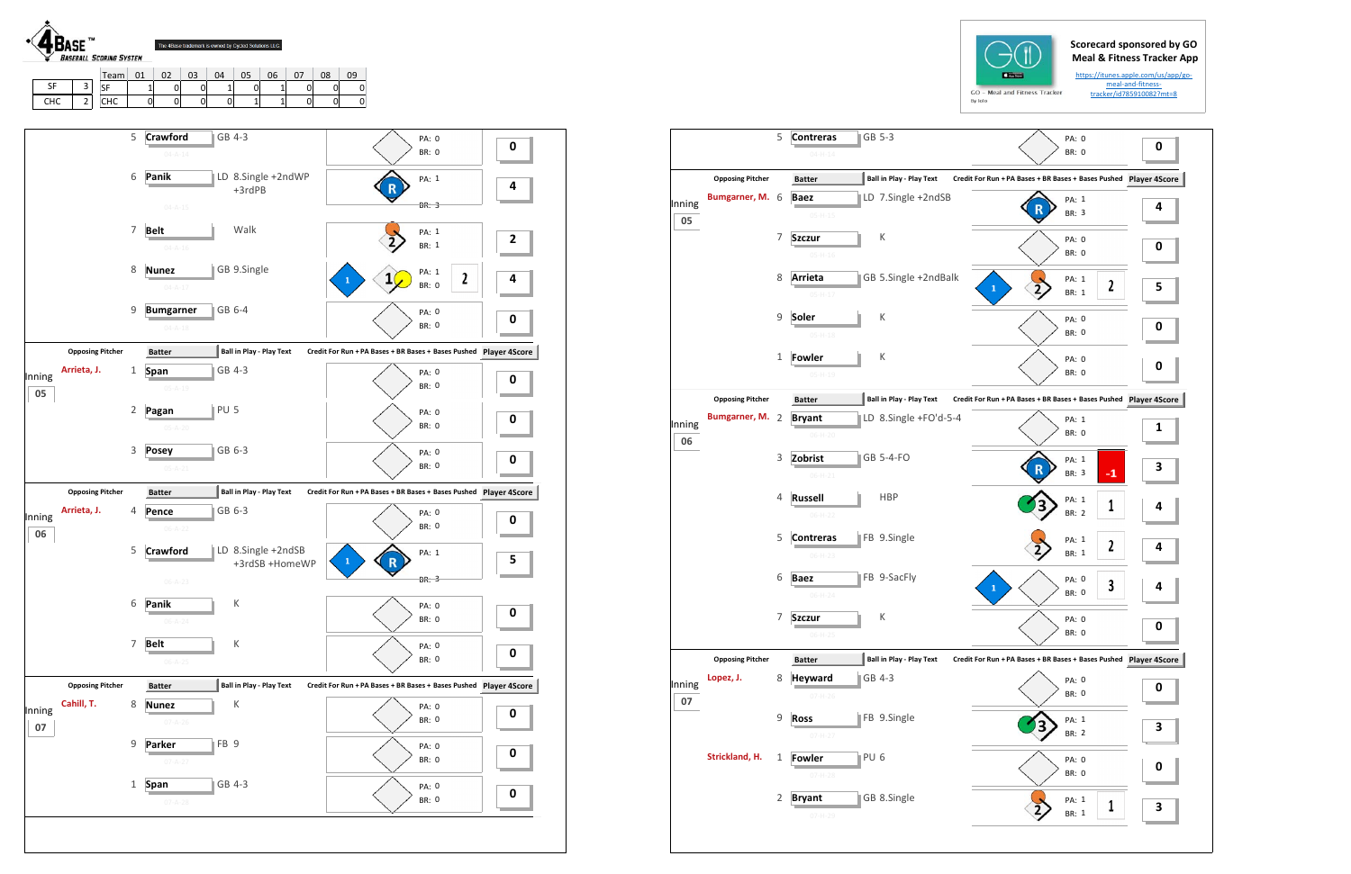**4BASE™ Baseball Scoring System**

The 4Base trademark is owned by Cycled Solutions LLC

| | |
|---|---|
| SF | 3 |
| CHC | 2 |

| Team | 01 | 02 | 03 | 04 | 05 | 06 | 07 | 08 | 09 |
|---|---|---|---|---|---|---|---|---|---|
| SF | 1 | 0 | 0 | 1 | 0 | 1 | 0 | 0 | 0 |
| CHC | 0 | 0 | 0 | 0 | 1 | 1 | 0 | 0 | 0 |

Scorecard sponsored by GO Meal & Fitness Tracker App

https://itunes.apple.com/us/app/go-meal-and-fitness-tracker/id785910082?mt=8

GO - Meal and Fitness Tracker

## SF

| Inning | Opposing Pitcher | # | Batter | Ball in Play - Play Text | PA | BR | Bases Pushed | Player 4Score |
|---|---|---|---|---|---|---|---|---|
| | | 5 | Crawford | GB 4-3 | 0 | 0 | | 0 |
| | | 6 | Panik | LD 8.Single +2ndWP +3rdPB | 1 | 3 | | 4 |
| | | 7 | Belt | Walk | 1 | 1 | | 2 |
| | | 8 | Nunez | GB 9.Single | 1 | 0 | 2 | 4 |
| | | 9 | Bumgarner | GB 6-4 | 0 | 0 | | 0 |
| 05 | Arrieta, J. | 1 | Span | GB 4-3 | 0 | 0 | | 0 |
| | | 2 | Pagan | PU 5 | 0 | 0 | | 0 |
| | | 3 | Posey | GB 6-3 | 0 | 0 | | 0 |
| 06 | Arrieta, J. | 4 | Pence | GB 6-3 | 0 | 0 | | 0 |
| | | 5 | Crawford | LD 8.Single +2ndSB +3rdSB +HomeWP | 1 | 3 | | 5 |
| | | 6 | Panik | K | 0 | 0 | | 0 |
| | | 7 | Belt | K | 0 | 0 | | 0 |
| 07 | Cahill, T. | 8 | Nunez | K | 0 | 0 | | 0 |
| | | 9 | Parker | FB 9 | 0 | 0 | | 0 |
| | | 1 | Span | GB 4-3 | 0 | 0 | | 0 |

## CHC

| Inning | Opposing Pitcher | # | Batter | Ball in Play - Play Text | PA | BR | Bases Pushed | Player 4Score |
|---|---|---|---|---|---|---|---|---|
| | | 5 | Contreras | GB 5-3 | 0 | 0 | | 0 |
| 05 | Bumgarner, M. | 6 | Baez | LD 7.Single +2ndSB | 1 | 3 | | 4 |
| | | 7 | Szczur | K | 0 | 0 | | 0 |
| | | 8 | Arrieta | GB 5.Single +2ndBalk | 1 | 1 | 2 | 5 |
| | | 9 | Soler | K | 0 | 0 | | 0 |
| | | 1 | Fowler | K | 0 | 0 | | 0 |
| 06 | Bumgarner, M. | 2 | Bryant | LD 8.Single +FO'd-5-4 | 1 | 0 | | 1 |
| | | 3 | Zobrist | GB 5-4-FO | 1 | 3 | -1 | 3 |
| | | 4 | Russell | HBP | 1 | 2 | 1 | 4 |
| | | 5 | Contreras | FB 9.Single | 1 | 1 | 2 | 4 |
| | | 6 | Baez | FB 9-SacFly | 0 | 0 | 3 | 4 |
| | | 7 | Szczur | K | 0 | 0 | | 0 |
| 07 | Lopez, J. | 8 | Heyward | GB 4-3 | 0 | 0 | | 0 |
| | | 9 | Ross | FB 9.Single | 1 | 2 | | 3 |
| | Strickland, H. | 1 | Fowler | PU 6 | 0 | 0 | | 0 |
| | | 2 | Bryant | GB 8.Single | 1 | 1 | 1 | 3 |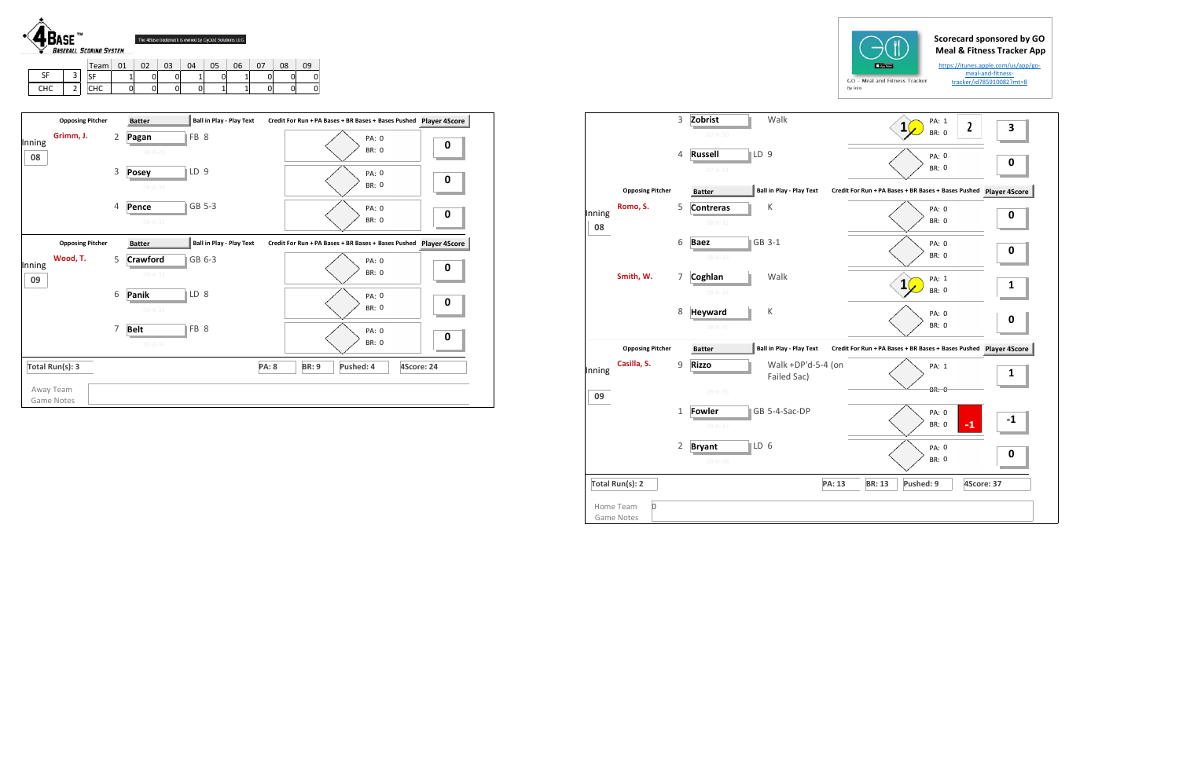4BASE™ BASEBALL SCORING SYSTEM

The 4Base trademark is owned by Cycled Solutions LLC

| | | Team | 01 | 02 | 03 | 04 | 05 | 06 | 07 | 08 | 09 |
|---|---|---|---|---|---|---|---|---|---|---|---|
| SF | 3 | SF | 1 | 0 | 0 | 1 | 0 | 1 | 0 | 0 | 0 |
| CHC | 2 | CHC | 0 | 0 | 0 | 0 | 1 | 1 | 0 | 0 | 0 |

Scorecard sponsored by GO Meal & Fitness Tracker App

https://itunes.apple.com/us/app/go-meal-and-fitness-tracker/id785910082?mt=8

GO - Meal and Fitness Tracker

## Away Team (SF)

| Inning | Opposing Pitcher | # | Batter | Ball in Play - Play Text | Credit For Run + PA Bases + BR Bases + Bases Pushed | Player 4Score |
|---|---|---|---|---|---|---|
| 08 | Grimm, J. | 2 | Pagan | FB 8 | PA: 0 BR: 0 | 0 |
| | | 3 | Posey | LD 9 | PA: 0 BR: 0 | 0 |
| | | 4 | Pence | GB 5-3 | PA: 0 BR: 0 | 0 |
| 09 | Wood, T. | 5 | Crawford | GB 6-3 | PA: 0 BR: 0 | 0 |
| | | 6 | Panik | LD 8 | PA: 0 BR: 0 | 0 |
| | | 7 | Belt | FB 8 | PA: 0 BR: 0 | 0 |

Total Run(s): 3 | PA: 8 | BR: 9 | Pushed: 4 | 4Score: 24

Away Team Game Notes

## Home Team (CHC)

| Inning | Opposing Pitcher | # | Batter | Ball in Play - Play Text | Credit For Run + PA Bases + BR Bases + Bases Pushed | Player 4Score |
|---|---|---|---|---|---|---|
| | | 3 | Zobrist | Walk | 1 PA: 1 BR: 0 2 | 3 |
| | | 4 | Russell | LD 9 | PA: 0 BR: 0 | 0 |
| 08 | Romo, S. | 5 | Contreras | K | PA: 0 BR: 0 | 0 |
| | | 6 | Baez | GB 3-1 | PA: 0 BR: 0 | 0 |
| | Smith, W. | 7 | Coghlan | Walk | 1 PA: 1 BR: 0 | 1 |
| | | 8 | Heyward | K | PA: 0 BR: 0 | 0 |
| 09 | Casilla, S. | 9 | Rizzo | Walk +DP'd-5-4 (on Failed Sac) | PA: 1 BR: 0 | 1 |
| | | 1 | Fowler | GB 5-4-Sac-DP | PA: 0 BR: 0 -1 | -1 |
| | | 2 | Bryant | LD 6 | PA: 0 BR: 0 | 0 |

Total Run(s): 2 | PA: 13 | BR: 13 | Pushed: 9 | 4Score: 37

Home Team Game Notes: 0